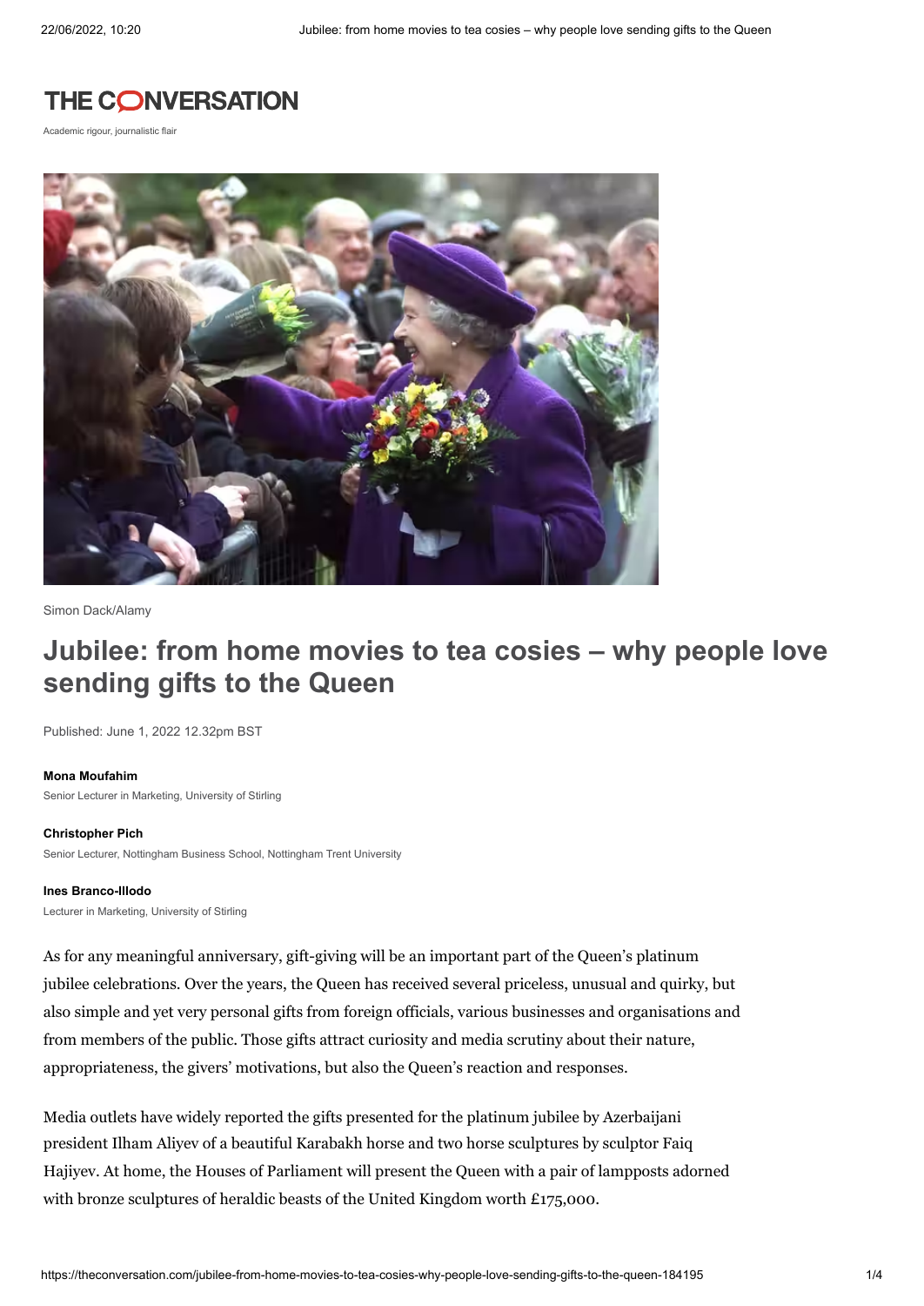THE CONVERSATION

Academic rigour, journalistic flair

Simon Dack/Alamy

# Jubilee: from home movies to tea cosies – why people love sending gifts to the Queen

Published: June 1, 2022 12.32pm BST

**Mona Moufahim**
Senior Lecturer in Marketing, University of Stirling

**Christopher Pich**
Senior Lecturer, Nottingham Business School, Nottingham Trent University

**Ines Branco-Illodo**
Lecturer in Marketing, University of Stirling

As for any meaningful anniversary, gift-giving will be an important part of the Queen's platinum jubilee celebrations. Over the years, the Queen has received several priceless, unusual and quirky, but also simple and yet very personal gifts from foreign officials, various businesses and organisations and from members of the public. Those gifts attract curiosity and media scrutiny about their nature, appropriateness, the givers' motivations, but also the Queen's reaction and responses.

Media outlets have widely reported the gifts presented for the platinum jubilee by Azerbaijani president Ilham Aliyev of a beautiful Karabakh horse and two horse sculptures by sculptor Faiq Hajiyev. At home, the Houses of Parliament will present the Queen with a pair of lampposts adorned with bronze sculptures of heraldic beasts of the United Kingdom worth £175,000.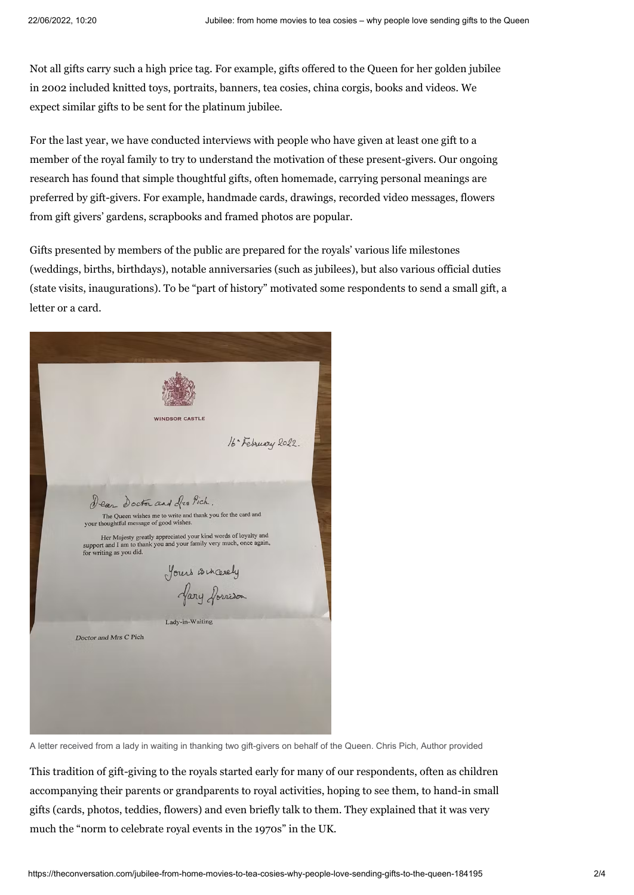Not all gifts carry such a high price tag. For example, gifts offered to the Queen for her golden jubilee in 2002 included knitted toys, portraits, banners, tea cosies, china corgis, books and videos. We expect similar gifts to be sent for the platinum jubilee.

For the last year, we have conducted interviews with people who have given at least one gift to a member of the royal family to try to understand the motivation of these present-givers. Our ongoing research has found that simple thoughtful gifts, often homemade, carrying personal meanings are preferred by gift-givers. For example, handmade cards, drawings, recorded video messages, flowers from gift givers' gardens, scrapbooks and framed photos are popular.

Gifts presented by members of the public are prepared for the royals' various life milestones (weddings, births, birthdays), notable anniversaries (such as jubilees), but also various official duties (state visits, inaugurations). To be "part of history" motivated some respondents to send a small gift, a letter or a card.

A letter received from a lady in waiting in thanking two gift-givers on behalf of the Queen. Chris Pich, Author provided

This tradition of gift-giving to the royals started early for many of our respondents, often as children accompanying their parents or grandparents to royal activities, hoping to see them, to hand-in small gifts (cards, photos, teddies, flowers) and even briefly talk to them. They explained that it was very much the "norm to celebrate royal events in the 1970s" in the UK.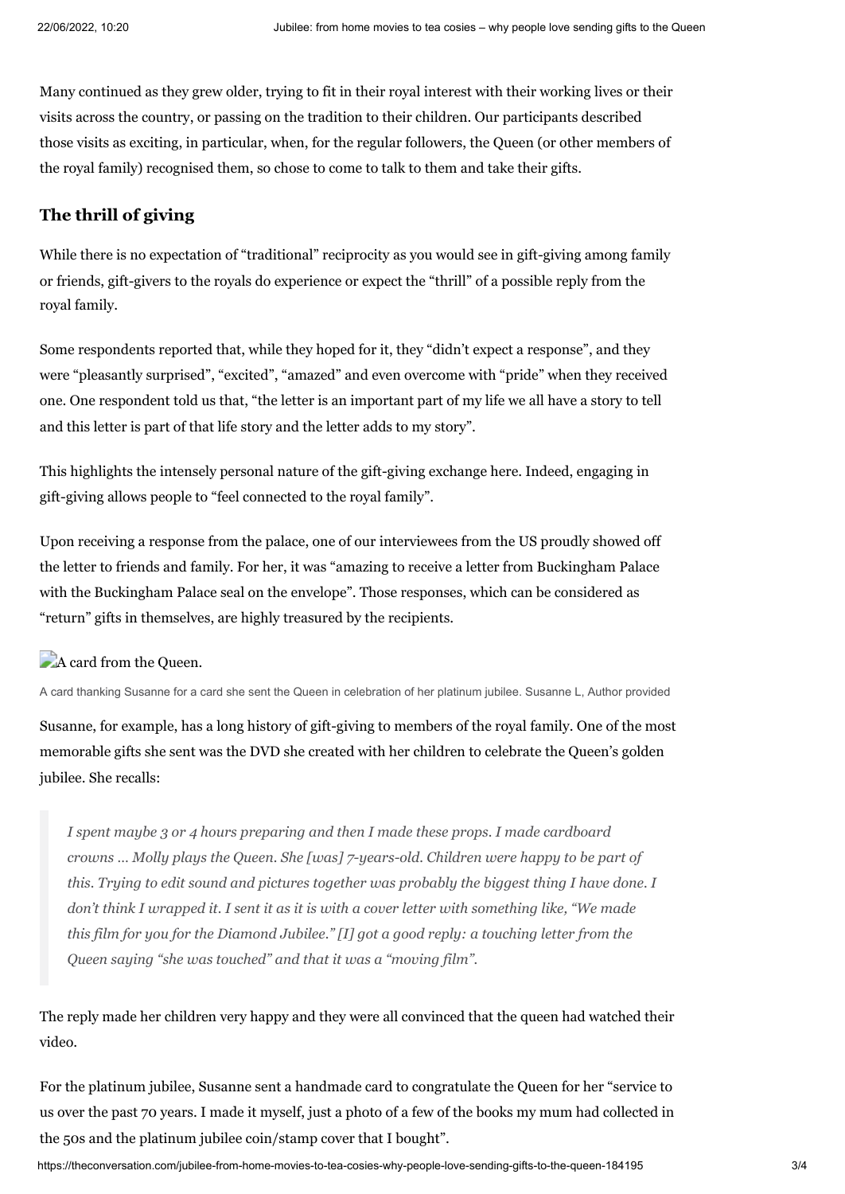Many continued as they grew older, trying to fit in their royal interest with their working lives or their visits across the country, or passing on the tradition to their children. Our participants described those visits as exciting, in particular, when, for the regular followers, the Queen (or other members of the royal family) recognised them, so chose to come to talk to them and take their gifts.

## The thrill of giving

While there is no expectation of "traditional" reciprocity as you would see in gift-giving among family or friends, gift-givers to the royals do experience or expect the "thrill" of a possible reply from the royal family.

Some respondents reported that, while they hoped for it, they "didn't expect a response", and they were "pleasantly surprised", "excited", "amazed" and even overcome with "pride" when they received one. One respondent told us that, "the letter is an important part of my life we all have a story to tell and this letter is part of that life story and the letter adds to my story".

This highlights the intensely personal nature of the gift-giving exchange here. Indeed, engaging in gift-giving allows people to "feel connected to the royal family".

Upon receiving a response from the palace, one of our interviewees from the US proudly showed off the letter to friends and family. For her, it was "amazing to receive a letter from Buckingham Palace with the Buckingham Palace seal on the envelope". Those responses, which can be considered as "return" gifts in themselves, are highly treasured by the recipients.

A card from the Queen.

A card thanking Susanne for a card she sent the Queen in celebration of her platinum jubilee. Susanne L, Author provided

Susanne, for example, has a long history of gift-giving to members of the royal family. One of the most memorable gifts she sent was the DVD she created with her children to celebrate the Queen's golden jubilee. She recalls:

> *I spent maybe 3 or 4 hours preparing and then I made these props. I made cardboard crowns … Molly plays the Queen. She [was] 7-years-old. Children were happy to be part of this. Trying to edit sound and pictures together was probably the biggest thing I have done. I don't think I wrapped it. I sent it as it is with a cover letter with something like, "We made this film for you for the Diamond Jubilee." [I] got a good reply: a touching letter from the Queen saying "she was touched" and that it was a "moving film".*

The reply made her children very happy and they were all convinced that the queen had watched their video.

For the platinum jubilee, Susanne sent a handmade card to congratulate the Queen for her "service to us over the past 70 years. I made it myself, just a photo of a few of the books my mum had collected in the 50s and the platinum jubilee coin/stamp cover that I bought".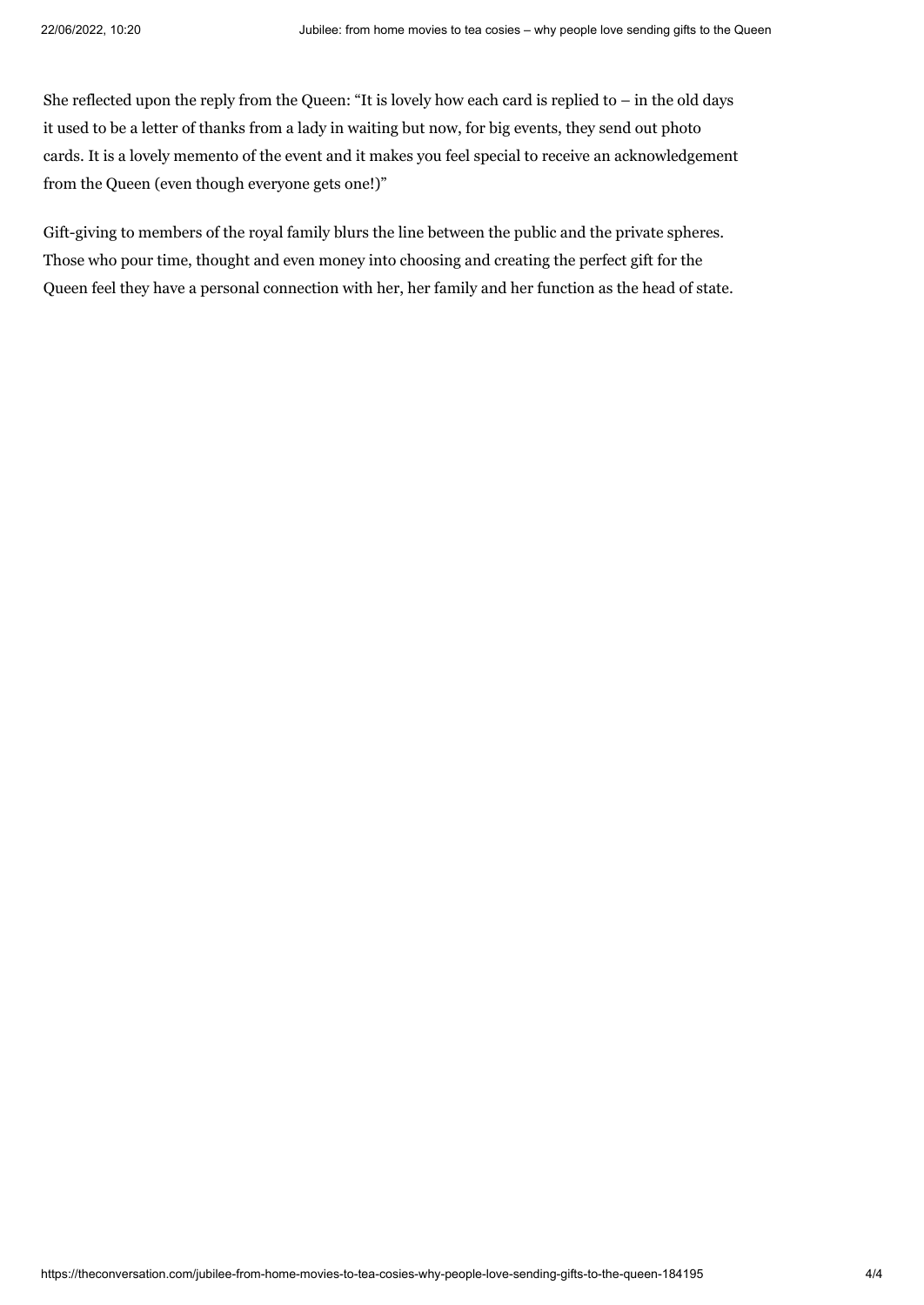She reflected upon the reply from the Queen: “It is lovely how each card is replied to – in the old days it used to be a letter of thanks from a lady in waiting but now, for big events, they send out photo cards. It is a lovely memento of the event and it makes you feel special to receive an acknowledgement from the Queen (even though everyone gets one!)”

Gift-giving to members of the royal family blurs the line between the public and the private spheres. Those who pour time, thought and even money into choosing and creating the perfect gift for the Queen feel they have a personal connection with her, her family and her function as the head of state.